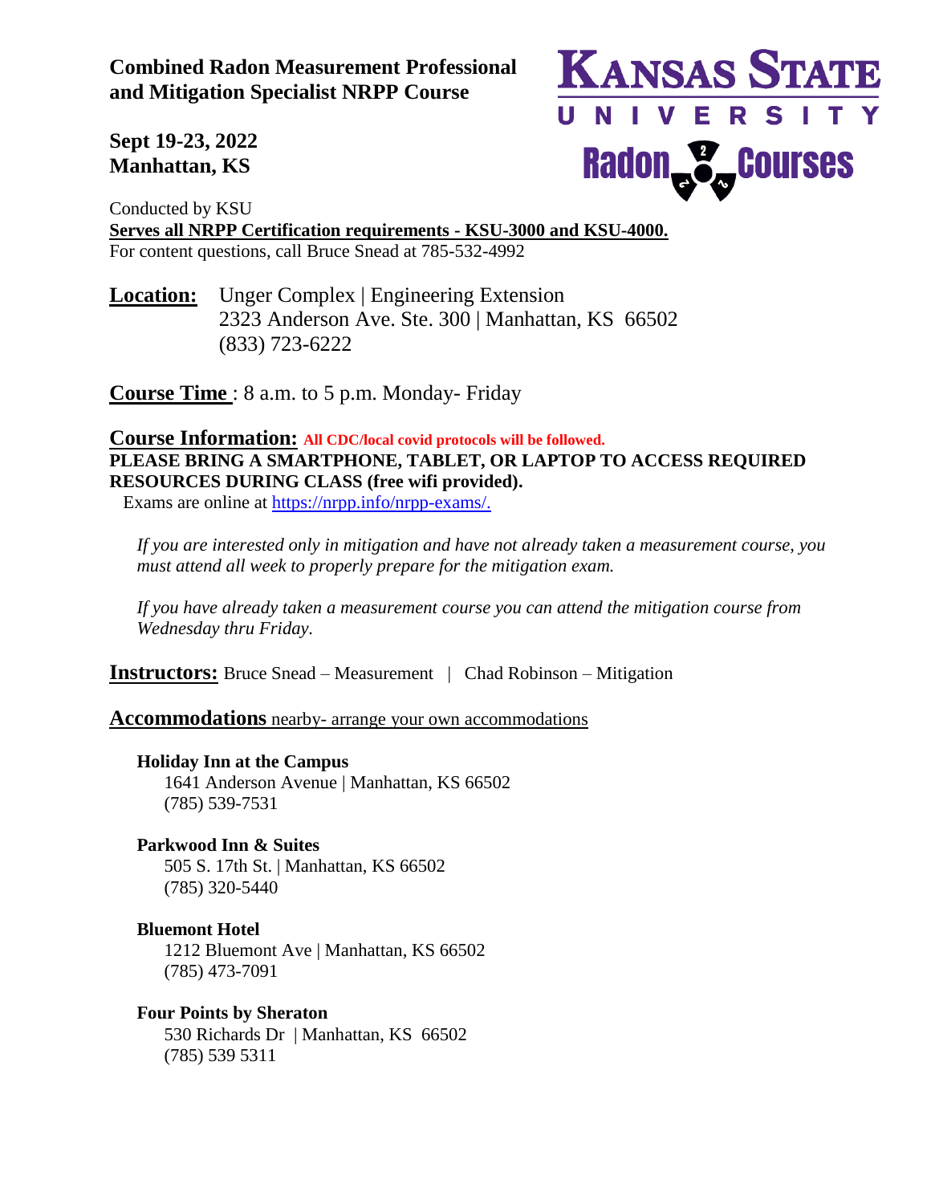# Combined Radon Measurement Professional and Mitigation Specialist NRPP Course

**Sept 19-23, 2022**
**Manhattan, KS**

KANSAS STATE UNIVERSITY
Radon Courses

Conducted by KSU
**Serves all NRPP Certification requirements - KSU-3000 and KSU-4000.**
For content questions, call Bruce Snead at 785-532-4992

**Location:** Unger Complex | Engineering Extension
2323 Anderson Ave. Ste. 300 | Manhattan, KS 66502
(833) 723-6222

**Course Time** : 8 a.m. to 5 p.m. Monday- Friday

**Course Information:** **All CDC/local covid protocols will be followed.**
**PLEASE BRING A SMARTPHONE, TABLET, OR LAPTOP TO ACCESS REQUIRED RESOURCES DURING CLASS (free wifi provided).**
Exams are online at https://nrpp.info/nrpp-exams/.

*If you are interested only in mitigation and have not already taken a measurement course, you must attend all week to properly prepare for the mitigation exam.*

*If you have already taken a measurement course you can attend the mitigation course from Wednesday thru Friday.*

**Instructors:** Bruce Snead – Measurement | Chad Robinson – Mitigation

**Accommodations** nearby- arrange your own accommodations

**Holiday Inn at the Campus**
1641 Anderson Avenue | Manhattan, KS 66502
(785) 539-7531

**Parkwood Inn & Suites**
505 S. 17th St. | Manhattan, KS 66502
(785) 320-5440

**Bluemont Hotel**
1212 Bluemont Ave | Manhattan, KS 66502
(785) 473-7091

**Four Points by Sheraton**
530 Richards Dr | Manhattan, KS 66502
(785) 539 5311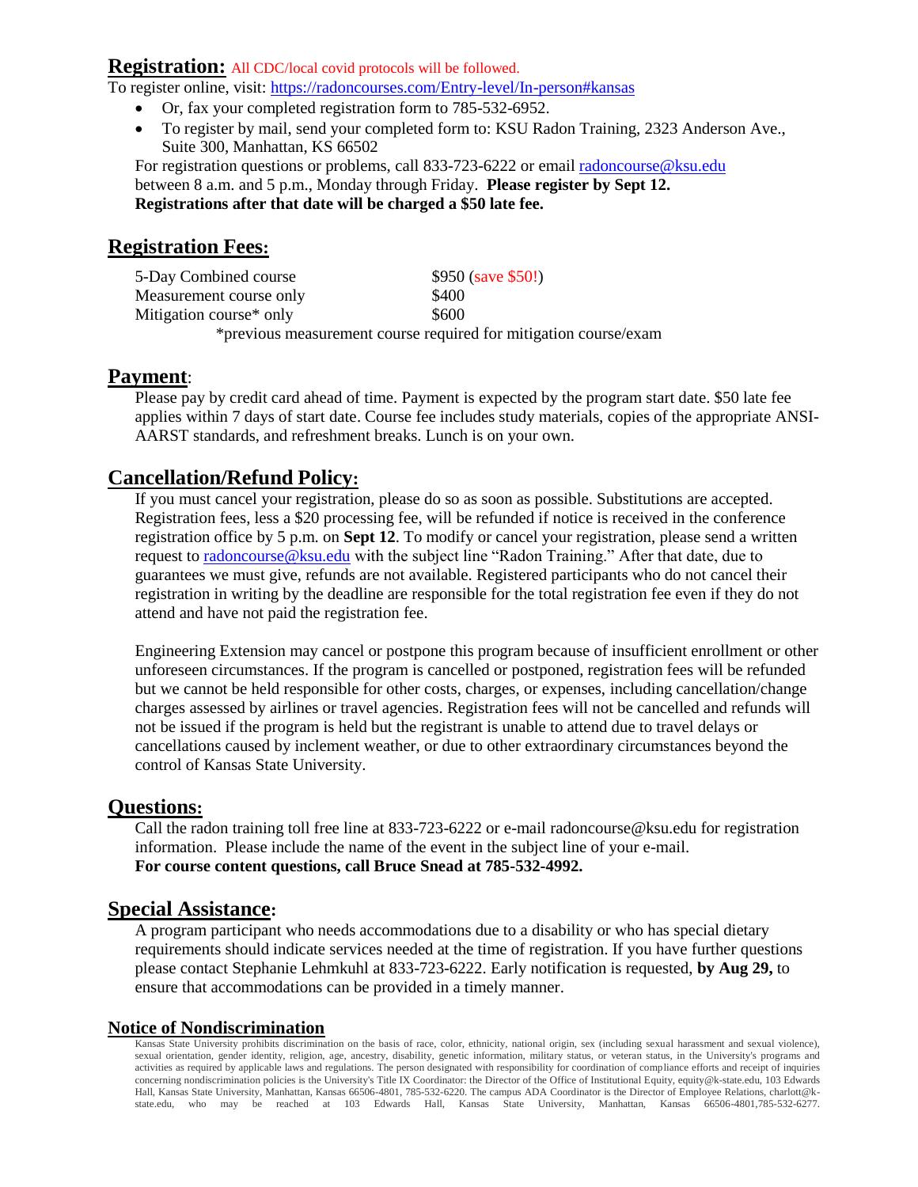## Registration: All CDC/local covid protocols will be followed.

To register online, visit: https://radoncourses.com/Entry-level/In-person#kansas

- Or, fax your completed registration form to 785-532-6952.
- To register by mail, send your completed form to: KSU Radon Training, 2323 Anderson Ave., Suite 300, Manhattan, KS 66502

For registration questions or problems, call 833-723-6222 or email radoncourse@ksu.edu between 8 a.m. and 5 p.m., Monday through Friday. **Please register by Sept 12. Registrations after that date will be charged a $50 late fee.**

## Registration Fees:

| | |
|---|---|
| 5-Day Combined course | $950 (save $50!) |
| Measurement course only | $400 |
| Mitigation course* only | $600 |

*previous measurement course required for mitigation course/exam

## Payment:

Please pay by credit card ahead of time. Payment is expected by the program start date. $50 late fee applies within 7 days of start date. Course fee includes study materials, copies of the appropriate ANSI-AARST standards, and refreshment breaks. Lunch is on your own.

## Cancellation/Refund Policy:

If you must cancel your registration, please do so as soon as possible. Substitutions are accepted. Registration fees, less a $20 processing fee, will be refunded if notice is received in the conference registration office by 5 p.m. on **Sept 12**. To modify or cancel your registration, please send a written request to radoncourse@ksu.edu with the subject line "Radon Training." After that date, due to guarantees we must give, refunds are not available. Registered participants who do not cancel their registration in writing by the deadline are responsible for the total registration fee even if they do not attend and have not paid the registration fee.

Engineering Extension may cancel or postpone this program because of insufficient enrollment or other unforeseen circumstances. If the program is cancelled or postponed, registration fees will be refunded but we cannot be held responsible for other costs, charges, or expenses, including cancellation/change charges assessed by airlines or travel agencies. Registration fees will not be cancelled and refunds will not be issued if the program is held but the registrant is unable to attend due to travel delays or cancellations caused by inclement weather, or due to other extraordinary circumstances beyond the control of Kansas State University.

## Questions:

Call the radon training toll free line at 833-723-6222 or e-mail radoncourse@ksu.edu for registration information. Please include the name of the event in the subject line of your e-mail.
**For course content questions, call Bruce Snead at 785-532-4992.**

## Special Assistance:

A program participant who needs accommodations due to a disability or who has special dietary requirements should indicate services needed at the time of registration. If you have further questions please contact Stephanie Lehmkuhl at 833-723-6222. Early notification is requested, **by Aug 29,** to ensure that accommodations can be provided in a timely manner.

### Notice of Nondiscrimination

Kansas State University prohibits discrimination on the basis of race, color, ethnicity, national origin, sex (including sexual harassment and sexual violence), sexual orientation, gender identity, religion, age, ancestry, disability, genetic information, military status, or veteran status, in the University's programs and activities as required by applicable laws and regulations. The person designated with responsibility for coordination of compliance efforts and receipt of inquiries concerning nondiscrimination policies is the University's Title IX Coordinator: the Director of the Office of Institutional Equity, equity@k-state.edu, 103 Edwards Hall, Kansas State University, Manhattan, Kansas 66506-4801, 785-532-6220. The campus ADA Coordinator is the Director of Employee Relations, charlott@k-state.edu, who may be reached at 103 Edwards Hall, Kansas State University, Manhattan, Kansas 66506-4801,785-532-6277.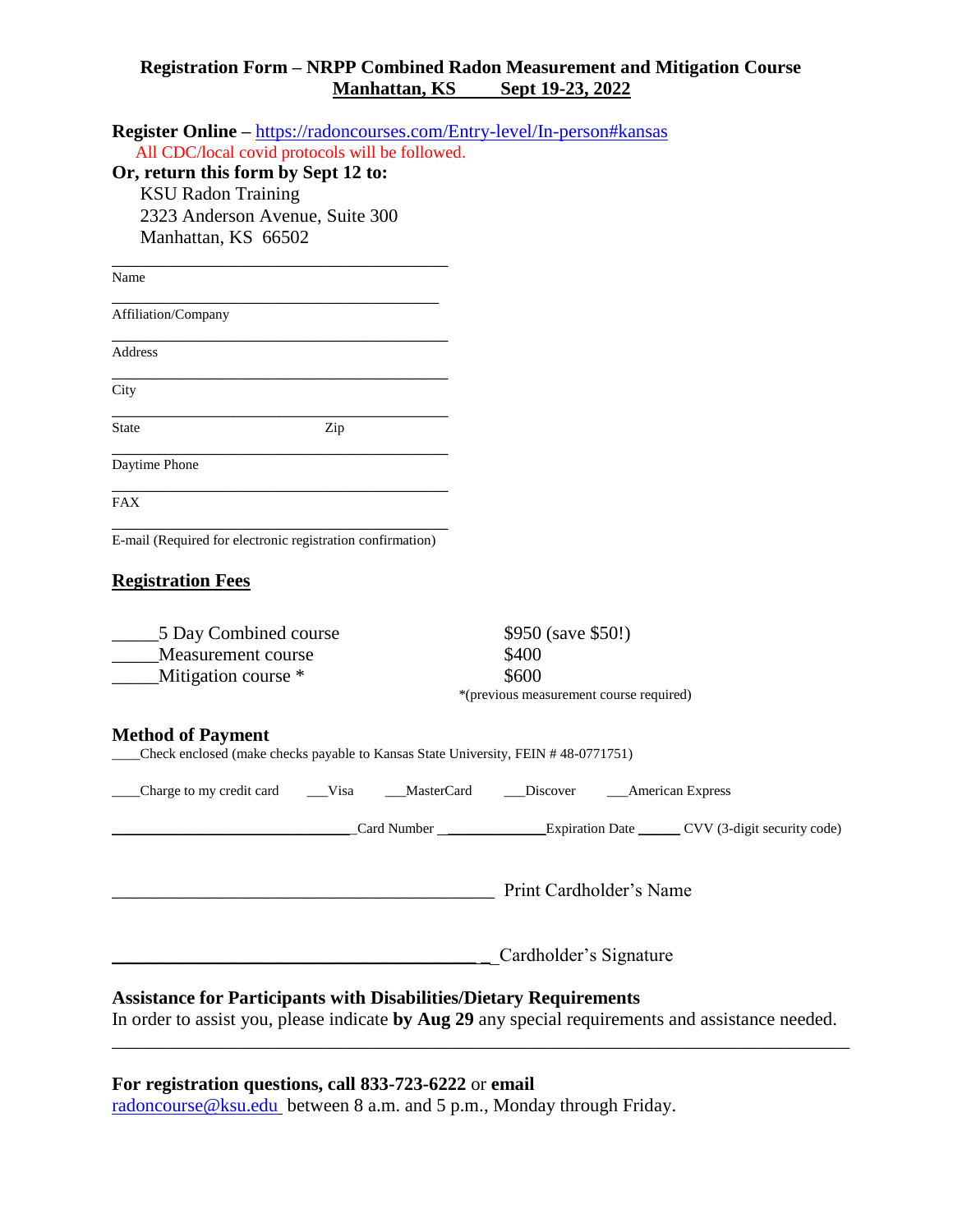**Registration Form – NRPP Combined Radon Measurement and Mitigation Course**
**Manhattan, KS Sept 19-23, 2022**

**Register Online –** https://radoncourses.com/Entry-level/In-person#kansas

All CDC/local covid protocols will be followed.

**Or, return this form by Sept 12 to:**

KSU Radon Training
2323 Anderson Avenue, Suite 300
Manhattan, KS 66502

________________________________________
Name

________________________________________
Affiliation/Company

________________________________________
Address

________________________________________
City

________________________________________
State Zip

________________________________________
Daytime Phone

________________________________________
FAX

________________________________________
E-mail (Required for electronic registration confirmation)

## Registration Fees

| | |
|---|---|
| _____5 Day Combined course | $950 (save $50!) |
| _____Measurement course | $400 |
| _____Mitigation course * | $600 |
| | *(previous measurement course required) |

**Method of Payment**

____Check enclosed (make checks payable to Kansas State University, FEIN # 48-0771751)

____Charge to my credit card ___Visa ___MasterCard ___Discover ___American Express

________________________________Card Number ______________Expiration Date ______ CVV (3-digit security code)

___________________________________________ Print Cardholder's Name

___________________________________________ Cardholder's Signature

**Assistance for Participants with Disabilities/Dietary Requirements**

In order to assist you, please indicate **by Aug 29** any special requirements and assistance needed.

_____________________________________________________________________________

**For registration questions, call 833-723-6222** or **email** radoncourse@ksu.edu between 8 a.m. and 5 p.m., Monday through Friday.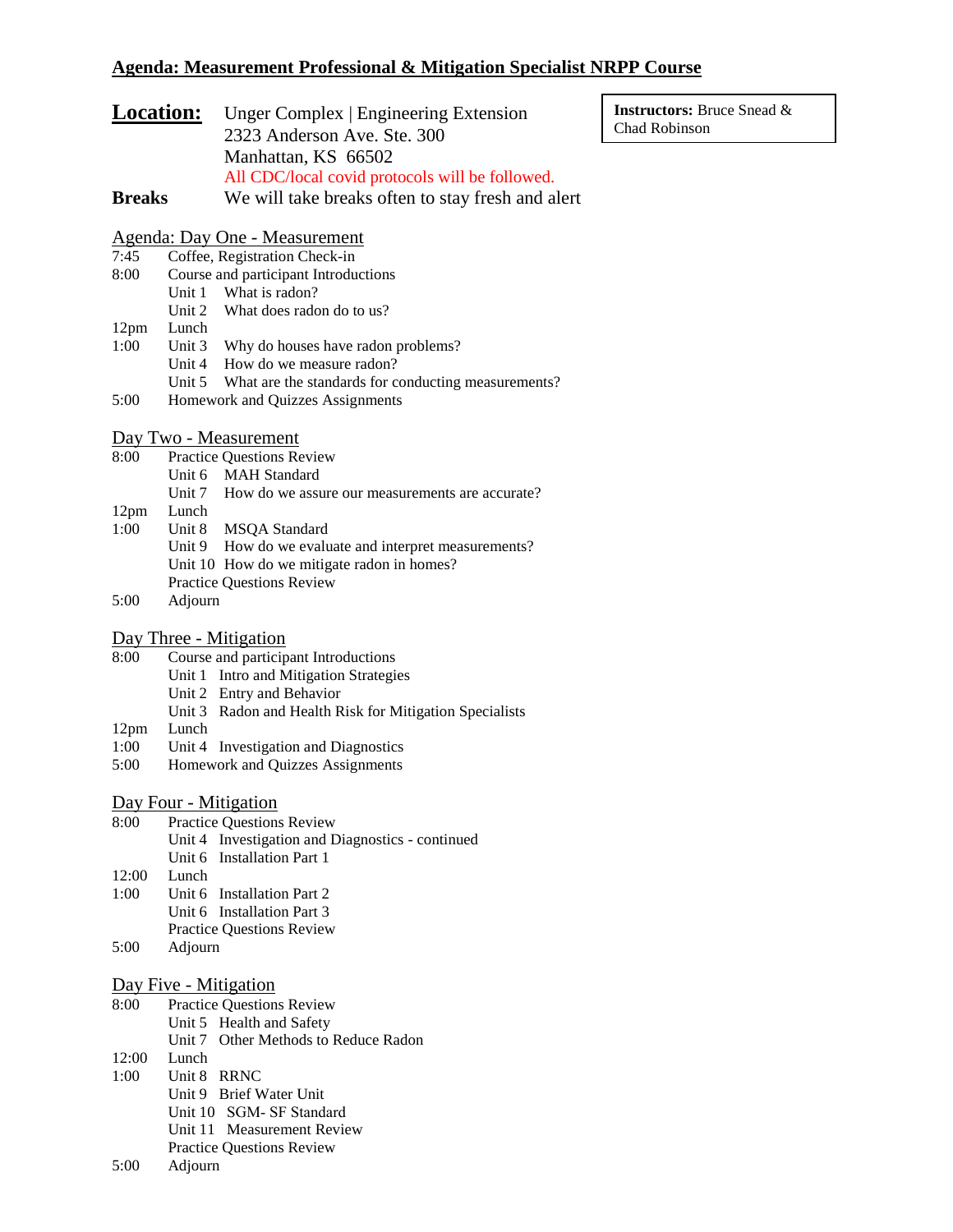# Agenda: Measurement Professional & Mitigation Specialist NRPP Course

**Instructors:** Bruce Snead & Chad Robinson

**Location:** Unger Complex | Engineering Extension
2323 Anderson Ave. Ste. 300
Manhattan, KS 66502
All CDC/local covid protocols will be followed.

**Breaks** We will take breaks often to stay fresh and alert

## Agenda: Day One - Measurement

| | | |
|---|---|---|
| 7:45 | Coffee, Registration Check-in | |
| 8:00 | Course and participant Introductions | |
| | Unit 1 | What is radon? |
| | Unit 2 | What does radon do to us? |
| 12pm | Lunch | |
| 1:00 | Unit 3 | Why do houses have radon problems? |
| | Unit 4 | How do we measure radon? |
| | Unit 5 | What are the standards for conducting measurements? |
| 5:00 | Homework and Quizzes Assignments | |

## Day Two - Measurement

| | | |
|---|---|---|
| 8:00 | Practice Questions Review | |
| | Unit 6 | MAH Standard |
| | Unit 7 | How do we assure our measurements are accurate? |
| 12pm | Lunch | |
| 1:00 | Unit 8 | MSQA Standard |
| | Unit 9 | How do we evaluate and interpret measurements? |
| | Unit 10 | How do we mitigate radon in homes? |
| | Practice Questions Review | |
| 5:00 | Adjourn | |

## Day Three - Mitigation

| | | |
|---|---|---|
| 8:00 | Course and participant Introductions | |
| | Unit 1 | Intro and Mitigation Strategies |
| | Unit 2 | Entry and Behavior |
| | Unit 3 | Radon and Health Risk for Mitigation Specialists |
| 12pm | Lunch | |
| 1:00 | Unit 4 | Investigation and Diagnostics |
| 5:00 | Homework and Quizzes Assignments | |

## Day Four - Mitigation

| | | |
|---|---|---|
| 8:00 | Practice Questions Review | |
| | Unit 4 | Investigation and Diagnostics - continued |
| | Unit 6 | Installation Part 1 |
| 12:00 | Lunch | |
| 1:00 | Unit 6 | Installation Part 2 |
| | Unit 6 | Installation Part 3 |
| | Practice Questions Review | |
| 5:00 | Adjourn | |

## Day Five - Mitigation

| | | |
|---|---|---|
| 8:00 | Practice Questions Review | |
| | Unit 5 | Health and Safety |
| | Unit 7 | Other Methods to Reduce Radon |
| 12:00 | Lunch | |
| 1:00 | Unit 8 | RRNC |
| | Unit 9 | Brief Water Unit |
| | Unit 10 | SGM- SF Standard |
| | Unit 11 | Measurement Review |
| | Practice Questions Review | |
| 5:00 | Adjourn | |